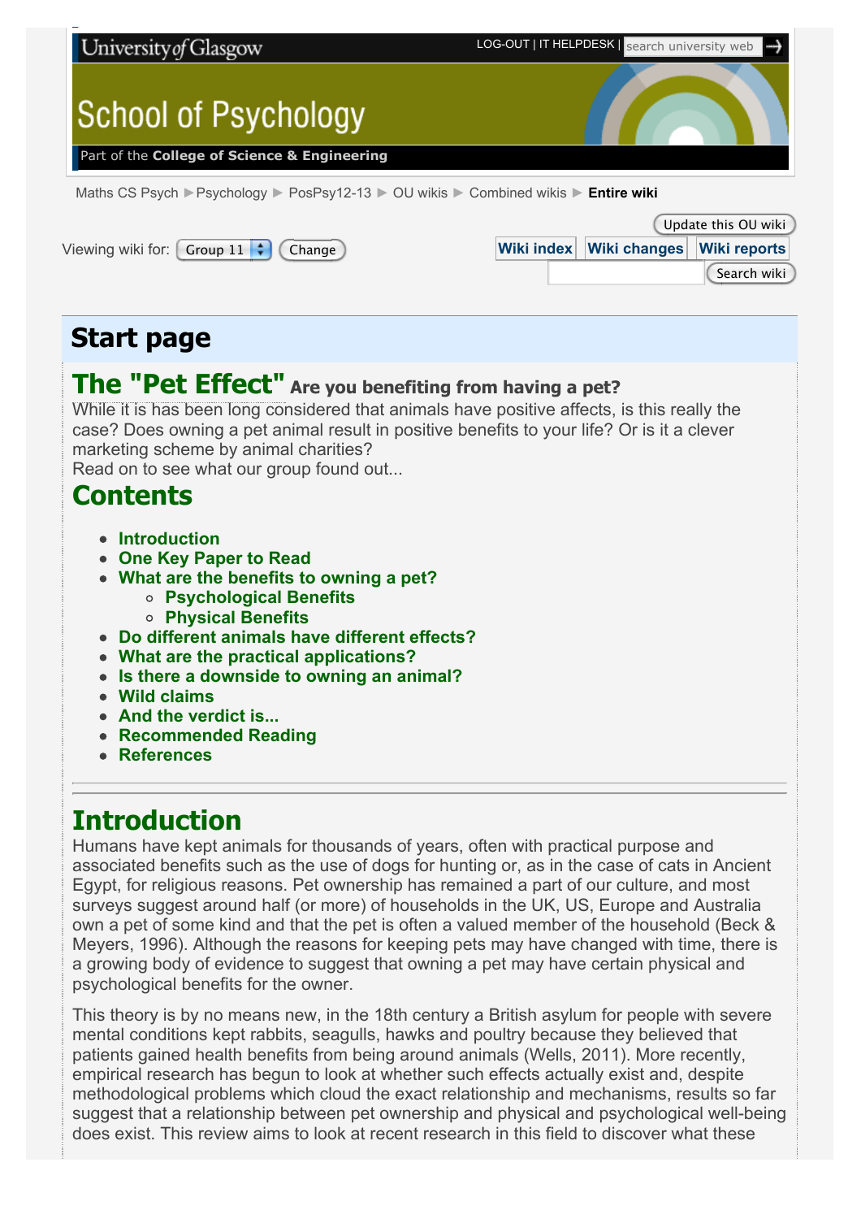University of Glasgow

# School of Psychology

Part of the **College of Science & Engineering**

Maths CS Psych ▶ Psychology ▶ PosPsy12-13 ▶ OU wikis ▶ Combined wikis ▶ **Entire wiki**

Viewing wiki for: Group 11

## Start page

# The "Pet Effect" Are you benefiting from having a pet?

While it is has been long considered that animals have positive affects, is this really the case? Does owning a pet animal result in positive benefits to your life? Or is it a clever marketing scheme by animal charities?
Read on to see what our group found out...

# Contents

- Introduction
- One Key Paper to Read
- What are the benefits to owning a pet?
  - Psychological Benefits
  - Physical Benefits
- Do different animals have different effects?
- What are the practical applications?
- Is there a downside to owning an animal?
- Wild claims
- And the verdict is...
- Recommended Reading
- References

---

# Introduction

Humans have kept animals for thousands of years, often with practical purpose and associated benefits such as the use of dogs for hunting or, as in the case of cats in Ancient Egypt, for religious reasons. Pet ownership has remained a part of our culture, and most surveys suggest around half (or more) of households in the UK, US, Europe and Australia own a pet of some kind and that the pet is often a valued member of the household (Beck & Meyers, 1996). Although the reasons for keeping pets may have changed with time, there is a growing body of evidence to suggest that owning a pet may have certain physical and psychological benefits for the owner.

This theory is by no means new, in the 18th century a British asylum for people with severe mental conditions kept rabbits, seagulls, hawks and poultry because they believed that patients gained health benefits from being around animals (Wells, 2011). More recently, empirical research has begun to look at whether such effects actually exist and, despite methodological problems which cloud the exact relationship and mechanisms, results so far suggest that a relationship between pet ownership and physical and psychological well-being does exist. This review aims to look at recent research in this field to discover what these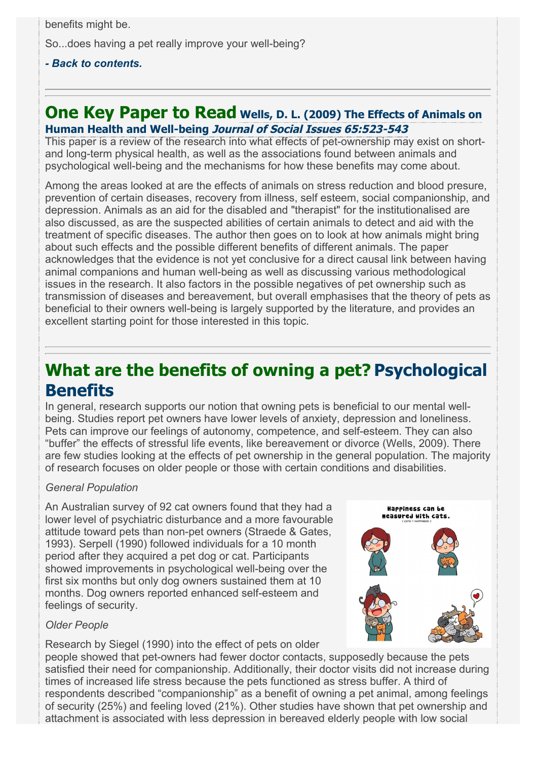benefits might be.

So...does having a pet really improve your well-being?

***- Back to contents.***

---

## One Key Paper to Read **Wells, D. L. (2009) The Effects of Animals on Human Health and Well-being *Journal of Social Issues 65:523-543***

This paper is a review of the research into what effects of pet-ownership may exist on short- and long-term physical health, as well as the associations found between animals and psychological well-being and the mechanisms for how these benefits may come about.

Among the areas looked at are the effects of animals on stress reduction and blood presure, prevention of certain diseases, recovery from illness, self esteem, social companionship, and depression. Animals as an aid for the disabled and "therapist" for the institutionalised are also discussed, as are the suspected abilities of certain animals to detect and aid with the treatment of specific diseases. The author then goes on to look at how animals might bring about such effects and the possible different benefits of different animals. The paper acknowledges that the evidence is not yet conclusive for a direct causal link between having animal companions and human well-being as well as discussing various methodological issues in the research. It also factors in the possible negatives of pet ownership such as transmission of diseases and bereavement, but overall emphasises that the theory of pets as beneficial to their owners well-being is largely supported by the literature, and provides an excellent starting point for those interested in this topic.

---

## What are the benefits of owning a pet? Psychological Benefits

In general, research supports our notion that owning pets is beneficial to our mental well-being. Studies report pet owners have lower levels of anxiety, depression and loneliness. Pets can improve our feelings of autonomy, competence, and self-esteem. They can also "buffer" the effects of stressful life events, like bereavement or divorce (Wells, 2009). There are few studies looking at the effects of pet ownership in the general population. The majority of research focuses on older people or those with certain conditions and disabilities.

*General Population*

An Australian survey of 92 cat owners found that they had a lower level of psychiatric disturbance and a more favourable attitude toward pets than non-pet owners (Straede & Gates, 1993). Serpell (1990) followed individuals for a 10 month period after they acquired a pet dog or cat. Participants showed improvements in psychological well-being over the first six months but only dog owners sustained them at 10 months. Dog owners reported enhanced self-esteem and feelings of security.

*Older People*

Research by Siegel (1990) into the effect of pets on older people showed that pet-owners had fewer doctor contacts, supposedly because the pets satisfied their need for companionship. Additionally, their doctor visits did not increase during times of increased life stress because the pets functioned as stress buffer. A third of respondents described "companionship" as a benefit of owning a pet animal, among feelings of security (25%) and feeling loved (21%). Other studies have shown that pet ownership and attachment is associated with less depression in bereaved elderly people with low social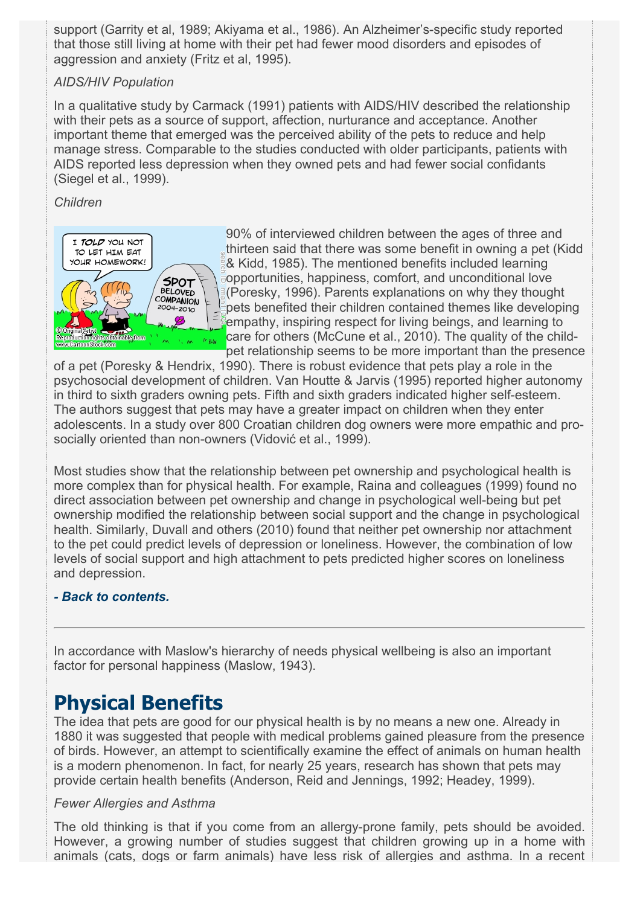support (Garrity et al, 1989; Akiyama et al., 1986). An Alzheimer's-specific study reported that those still living at home with their pet had fewer mood disorders and episodes of aggression and anxiety (Fritz et al, 1995).

*AIDS/HIV Population*

In a qualitative study by Carmack (1991) patients with AIDS/HIV described the relationship with their pets as a source of support, affection, nurturance and acceptance. Another important theme that emerged was the perceived ability of the pets to reduce and help manage stress. Comparable to the studies conducted with older participants, patients with AIDS reported less depression when they owned pets and had fewer social confidants (Siegel et al., 1999).

*Children*

90% of interviewed children between the ages of three and thirteen said that there was some benefit in owning a pet (Kidd & Kidd, 1985). The mentioned benefits included learning opportunities, happiness, comfort, and unconditional love (Poresky, 1996). Parents explanations on why they thought pets benefited their children contained themes like developing empathy, inspiring respect for living beings, and learning to care for others (McCune et al., 2010). The quality of the child-pet relationship seems to be more important than the presence of a pet (Poresky & Hendrix, 1990). There is robust evidence that pets play a role in the psychosocial development of children. Van Houtte & Jarvis (1995) reported higher autonomy in third to sixth graders owning pets. Fifth and sixth graders indicated higher self-esteem. The authors suggest that pets may have a greater impact on children when they enter adolescents. In a study over 800 Croatian children dog owners were more empathic and pro-socially oriented than non-owners (Vidović et al., 1999).

Most studies show that the relationship between pet ownership and psychological health is more complex than for physical health. For example, Raina and colleagues (1999) found no direct association between pet ownership and change in psychological well-being but pet ownership modified the relationship between social support and the change in psychological health. Similarly, Duvall and others (2010) found that neither pet ownership nor attachment to the pet could predict levels of depression or loneliness. However, the combination of low levels of social support and high attachment to pets predicted higher scores on loneliness and depression.

***- Back to contents.***

---

In accordance with Maslow's hierarchy of needs physical wellbeing is also an important factor for personal happiness (Maslow, 1943).

# Physical Benefits

The idea that pets are good for our physical health is by no means a new one. Already in 1880 it was suggested that people with medical problems gained pleasure from the presence of birds. However, an attempt to scientifically examine the effect of animals on human health is a modern phenomenon. In fact, for nearly 25 years, research has shown that pets may provide certain health benefits (Anderson, Reid and Jennings, 1992; Headey, 1999).

*Fewer Allergies and Asthma*

The old thinking is that if you come from an allergy-prone family, pets should be avoided. However, a growing number of studies suggest that children growing up in a home with animals (cats, dogs or farm animals) have less risk of allergies and asthma. In a recent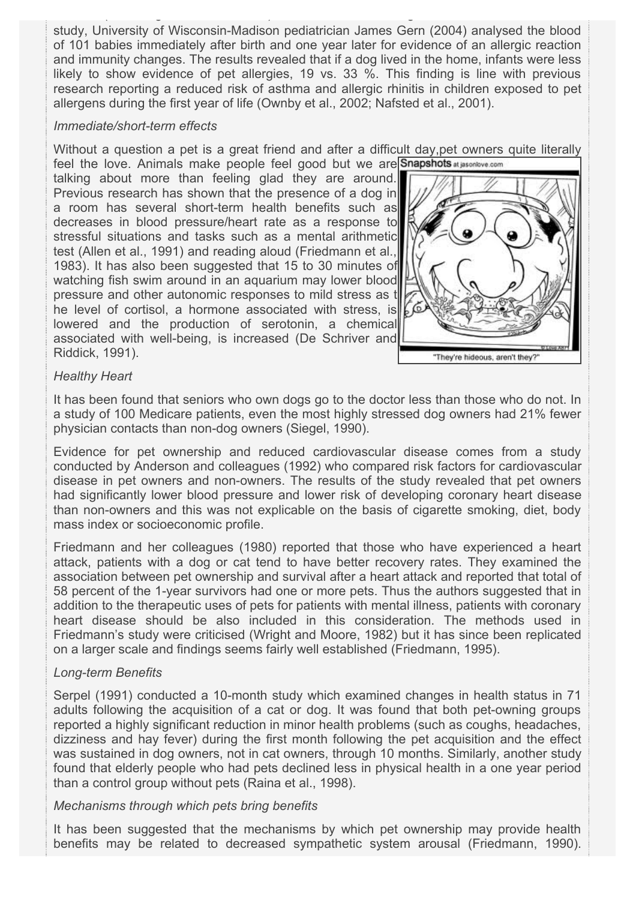study, University of Wisconsin-Madison pediatrician James Gern (2004) analysed the blood of 101 babies immediately after birth and one year later for evidence of an allergic reaction and immunity changes. The results revealed that if a dog lived in the home, infants were less likely to show evidence of pet allergies, 19 vs. 33 %. This finding is line with previous research reporting a reduced risk of asthma and allergic rhinitis in children exposed to pet allergens during the first year of life (Ownby et al., 2002; Nafsted et al., 2001).

*Immediate/short-term effects*

Without a question a pet is a great friend and after a difficult day,pet owners quite literally feel the love. Animals make people feel good but we are talking about more than feeling glad they are around. Previous research has shown that the presence of a dog in a room has several short-term health benefits such as decreases in blood pressure/heart rate as a response to stressful situations and tasks such as a mental arithmetic test (Allen et al., 1991) and reading aloud (Friedmann et al., 1983). It has also been suggested that 15 to 30 minutes of watching fish swim around in an aquarium may lower blood pressure and other autonomic responses to mild stress as the level of cortisol, a hormone associated with stress, is lowered and the production of serotonin, a chemical associated with well-being, is increased (De Schriver and Riddick, 1991).

"They're hideous, aren't they?"

*Healthy Heart*

It has been found that seniors who own dogs go to the doctor less than those who do not. In a study of 100 Medicare patients, even the most highly stressed dog owners had 21% fewer physician contacts than non-dog owners (Siegel, 1990).

Evidence for pet ownership and reduced cardiovascular disease comes from a study conducted by Anderson and colleagues (1992) who compared risk factors for cardiovascular disease in pet owners and non-owners. The results of the study revealed that pet owners had significantly lower blood pressure and lower risk of developing coronary heart disease than non-owners and this was not explicable on the basis of cigarette smoking, diet, body mass index or socioeconomic profile.

Friedmann and her colleagues (1980) reported that those who have experienced a heart attack, patients with a dog or cat tend to have better recovery rates. They examined the association between pet ownership and survival after a heart attack and reported that total of 58 percent of the 1-year survivors had one or more pets. Thus the authors suggested that in addition to the therapeutic uses of pets for patients with mental illness, patients with coronary heart disease should be also included in this consideration. The methods used in Friedmann's study were criticised (Wright and Moore, 1982) but it has since been replicated on a larger scale and findings seems fairly well established (Friedmann, 1995).

*Long-term Benefits*

Serpel (1991) conducted a 10-month study which examined changes in health status in 71 adults following the acquisition of a cat or dog. It was found that both pet-owning groups reported a highly significant reduction in minor health problems (such as coughs, headaches, dizziness and hay fever) during the first month following the pet acquisition and the effect was sustained in dog owners, not in cat owners, through 10 months. Similarly, another study found that elderly people who had pets declined less in physical health in a one year period than a control group without pets (Raina et al., 1998).

*Mechanisms through which pets bring benefits*

It has been suggested that the mechanisms by which pet ownership may provide health benefits may be related to decreased sympathetic system arousal (Friedmann, 1990).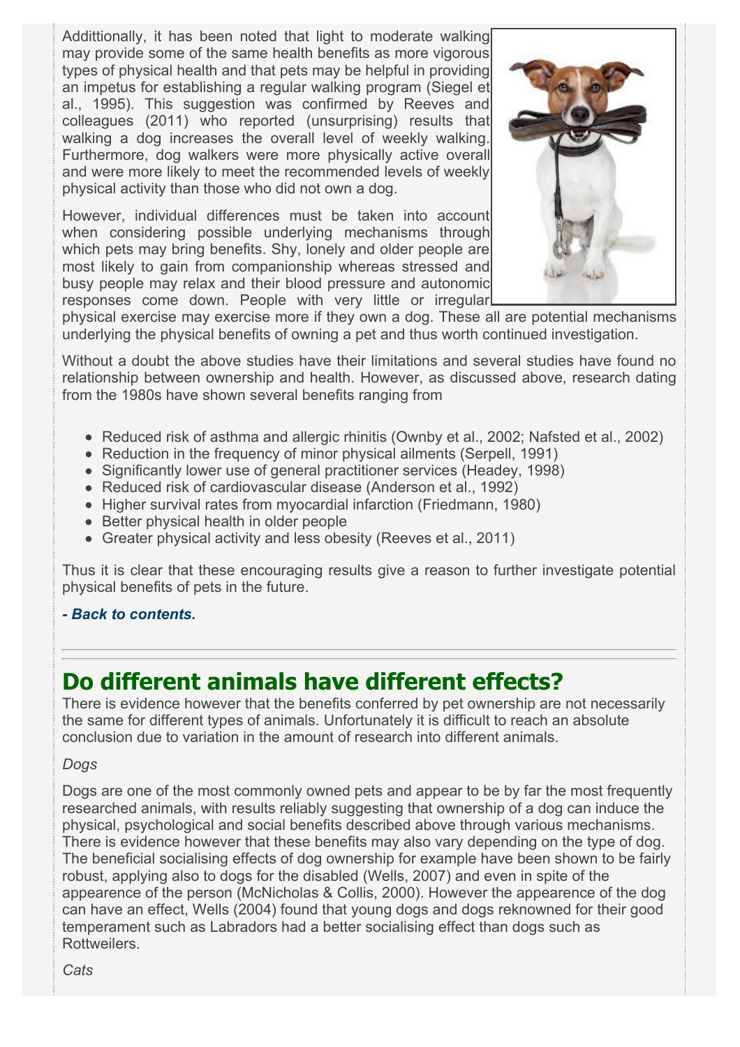Addittionally, it has been noted that light to moderate walking may provide some of the same health benefits as more vigorous types of physical health and that pets may be helpful in providing an impetus for establishing a regular walking program (Siegel et al., 1995). This suggestion was confirmed by Reeves and colleagues (2011) who reported (unsurprising) results that walking a dog increases the overall level of weekly walking. Furthermore, dog walkers were more physically active overall and were more likely to meet the recommended levels of weekly physical activity than those who did not own a dog.

However, individual differences must be taken into account when considering possible underlying mechanisms through which pets may bring benefits. Shy, lonely and older people are most likely to gain from companionship whereas stressed and busy people may relax and their blood pressure and autonomic responses come down. People with very little or irregular physical exercise may exercise more if they own a dog. These all are potential mechanisms underlying the physical benefits of owning a pet and thus worth continued investigation.

Without a doubt the above studies have their limitations and several studies have found no relationship between ownership and health. However, as discussed above, research dating from the 1980s have shown several benefits ranging from

- Reduced risk of asthma and allergic rhinitis (Ownby et al., 2002; Nafsted et al., 2002)
- Reduction in the frequency of minor physical ailments (Serpell, 1991)
- Significantly lower use of general practitioner services (Headey, 1998)
- Reduced risk of cardiovascular disease (Anderson et al., 1992)
- Higher survival rates from myocardial infarction (Friedmann, 1980)
- Better physical health in older people
- Greater physical activity and less obesity (Reeves et al., 2011)

Thus it is clear that these encouraging results give a reason to further investigate potential physical benefits of pets in the future.

***- Back to contents.***

## Do different animals have different effects?

There is evidence however that the benefits conferred by pet ownership are not necessarily the same for different types of animals. Unfortunately it is difficult to reach an absolute conclusion due to variation in the amount of research into different animals.

*Dogs*

Dogs are one of the most commonly owned pets and appear to be by far the most frequently researched animals, with results reliably suggesting that ownership of a dog can induce the physical, psychological and social benefits described above through various mechanisms. There is evidence however that these benefits may also vary depending on the type of dog. The beneficial socialising effects of dog ownership for example have been shown to be fairly robust, applying also to dogs for the disabled (Wells, 2007) and even in spite of the appearence of the person (McNicholas & Collis, 2000). However the appearence of the dog can have an effect, Wells (2004) found that young dogs and dogs reknowned for their good temperament such as Labradors had a better socialising effect than dogs such as Rottweilers.

*Cats*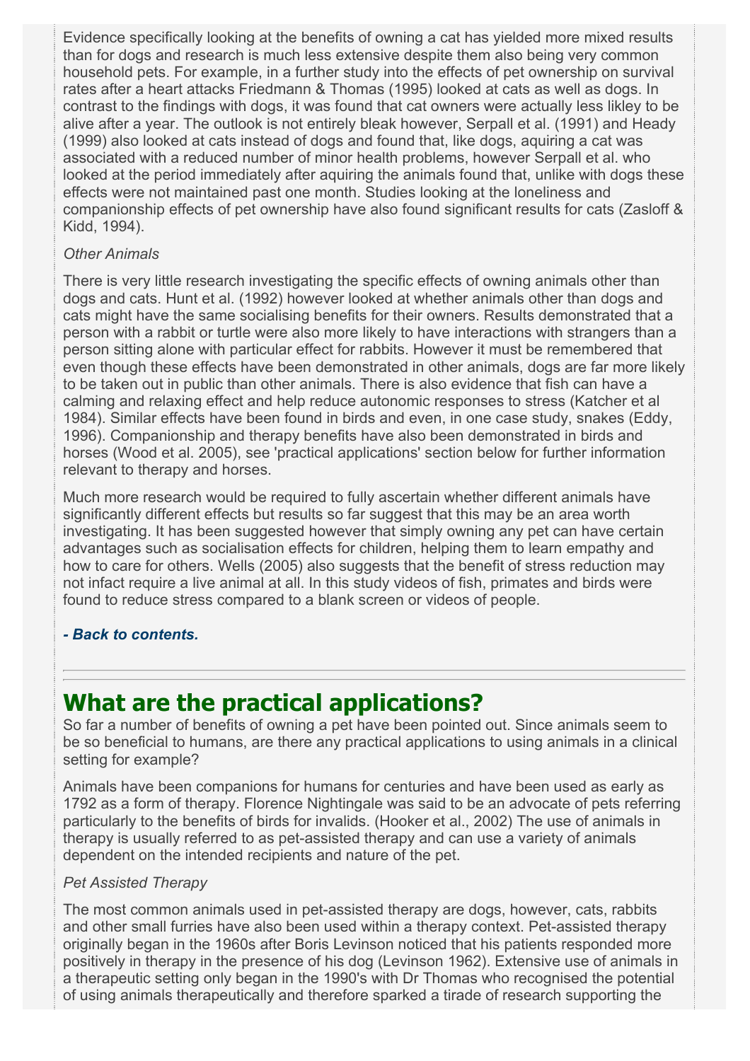Evidence specifically looking at the benefits of owning a cat has yielded more mixed results than for dogs and research is much less extensive despite them also being very common household pets. For example, in a further study into the effects of pet ownership on survival rates after a heart attacks Friedmann & Thomas (1995) looked at cats as well as dogs. In contrast to the findings with dogs, it was found that cat owners were actually less likley to be alive after a year. The outlook is not entirely bleak however, Serpall et al. (1991) and Heady (1999) also looked at cats instead of dogs and found that, like dogs, aquiring a cat was associated with a reduced number of minor health problems, however Serpall et al. who looked at the period immediately after aquiring the animals found that, unlike with dogs these effects were not maintained past one month. Studies looking at the loneliness and companionship effects of pet ownership have also found significant results for cats (Zasloff & Kidd, 1994).

*Other Animals*

There is very little research investigating the specific effects of owning animals other than dogs and cats. Hunt et al. (1992) however looked at whether animals other than dogs and cats might have the same socialising benefits for their owners. Results demonstrated that a person with a rabbit or turtle were also more likely to have interactions with strangers than a person sitting alone with particular effect for rabbits. However it must be remembered that even though these effects have been demonstrated in other animals, dogs are far more likely to be taken out in public than other animals. There is also evidence that fish can have a calming and relaxing effect and help reduce autonomic responses to stress (Katcher et al 1984). Similar effects have been found in birds and even, in one case study, snakes (Eddy, 1996). Companionship and therapy benefits have also been demonstrated in birds and horses (Wood et al. 2005), see 'practical applications' section below for further information relevant to therapy and horses.

Much more research would be required to fully ascertain whether different animals have significantly different effects but results so far suggest that this may be an area worth investigating. It has been suggested however that simply owning any pet can have certain advantages such as socialisation effects for children, helping them to learn empathy and how to care for others. Wells (2005) also suggests that the benefit of stress reduction may not infact require a live animal at all. In this study videos of fish, primates and birds were found to reduce stress compared to a blank screen or videos of people.

***- Back to contents.***

---

## What are the practical applications?

So far a number of benefits of owning a pet have been pointed out. Since animals seem to be so beneficial to humans, are there any practical applications to using animals in a clinical setting for example?

Animals have been companions for humans for centuries and have been used as early as 1792 as a form of therapy. Florence Nightingale was said to be an advocate of pets referring particularly to the benefits of birds for invalids. (Hooker et al., 2002) The use of animals in therapy is usually referred to as pet-assisted therapy and can use a variety of animals dependent on the intended recipients and nature of the pet.

*Pet Assisted Therapy*

The most common animals used in pet-assisted therapy are dogs, however, cats, rabbits and other small furries have also been used within a therapy context. Pet-assisted therapy originally began in the 1960s after Boris Levinson noticed that his patients responded more positively in therapy in the presence of his dog (Levinson 1962). Extensive use of animals in a therapeutic setting only began in the 1990's with Dr Thomas who recognised the potential of using animals therapeutically and therefore sparked a tirade of research supporting the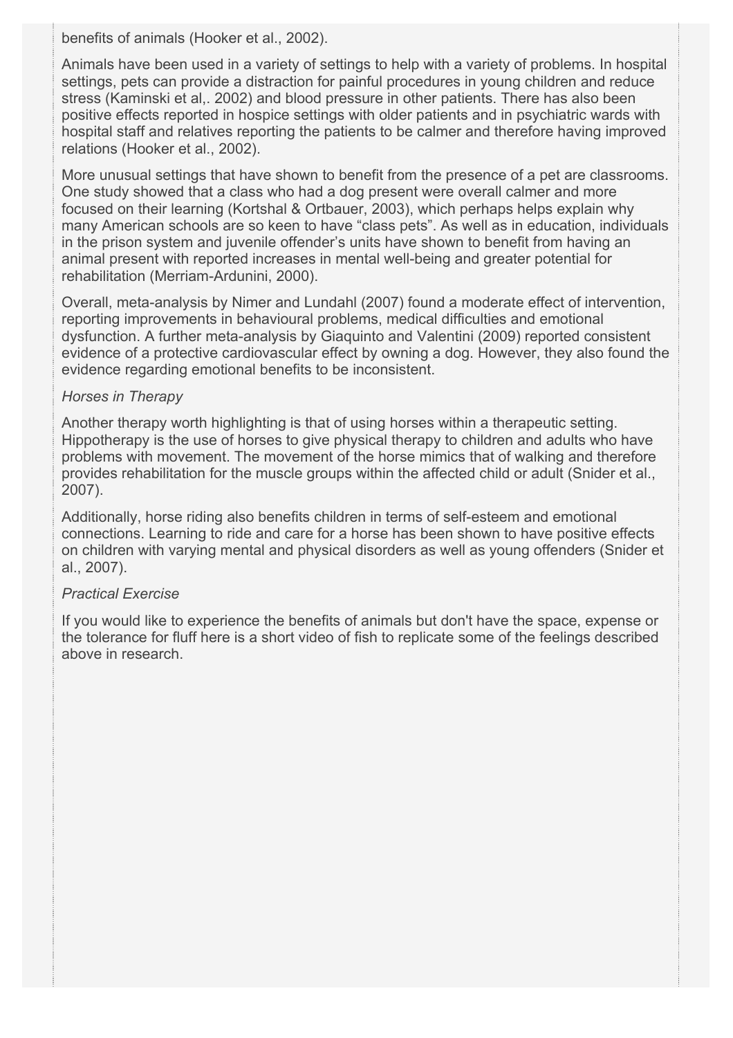benefits of animals (Hooker et al., 2002).

Animals have been used in a variety of settings to help with a variety of problems. In hospital settings, pets can provide a distraction for painful procedures in young children and reduce stress (Kaminski et al,. 2002) and blood pressure in other patients. There has also been positive effects reported in hospice settings with older patients and in psychiatric wards with hospital staff and relatives reporting the patients to be calmer and therefore having improved relations (Hooker et al., 2002).

More unusual settings that have shown to benefit from the presence of a pet are classrooms. One study showed that a class who had a dog present were overall calmer and more focused on their learning (Kortshal & Ortbauer, 2003), which perhaps helps explain why many American schools are so keen to have "class pets". As well as in education, individuals in the prison system and juvenile offender's units have shown to benefit from having an animal present with reported increases in mental well-being and greater potential for rehabilitation (Merriam-Ardunini, 2000).

Overall, meta-analysis by Nimer and Lundahl (2007) found a moderate effect of intervention, reporting improvements in behavioural problems, medical difficulties and emotional dysfunction. A further meta-analysis by Giaquinto and Valentini (2009) reported consistent evidence of a protective cardiovascular effect by owning a dog. However, they also found the evidence regarding emotional benefits to be inconsistent.

*Horses in Therapy*

Another therapy worth highlighting is that of using horses within a therapeutic setting. Hippotherapy is the use of horses to give physical therapy to children and adults who have problems with movement. The movement of the horse mimics that of walking and therefore provides rehabilitation for the muscle groups within the affected child or adult (Snider et al., 2007).

Additionally, horse riding also benefits children in terms of self-esteem and emotional connections. Learning to ride and care for a horse has been shown to have positive effects on children with varying mental and physical disorders as well as young offenders (Snider et al., 2007).

*Practical Exercise*

If you would like to experience the benefits of animals but don't have the space, expense or the tolerance for fluff here is a short video of fish to replicate some of the feelings described above in research.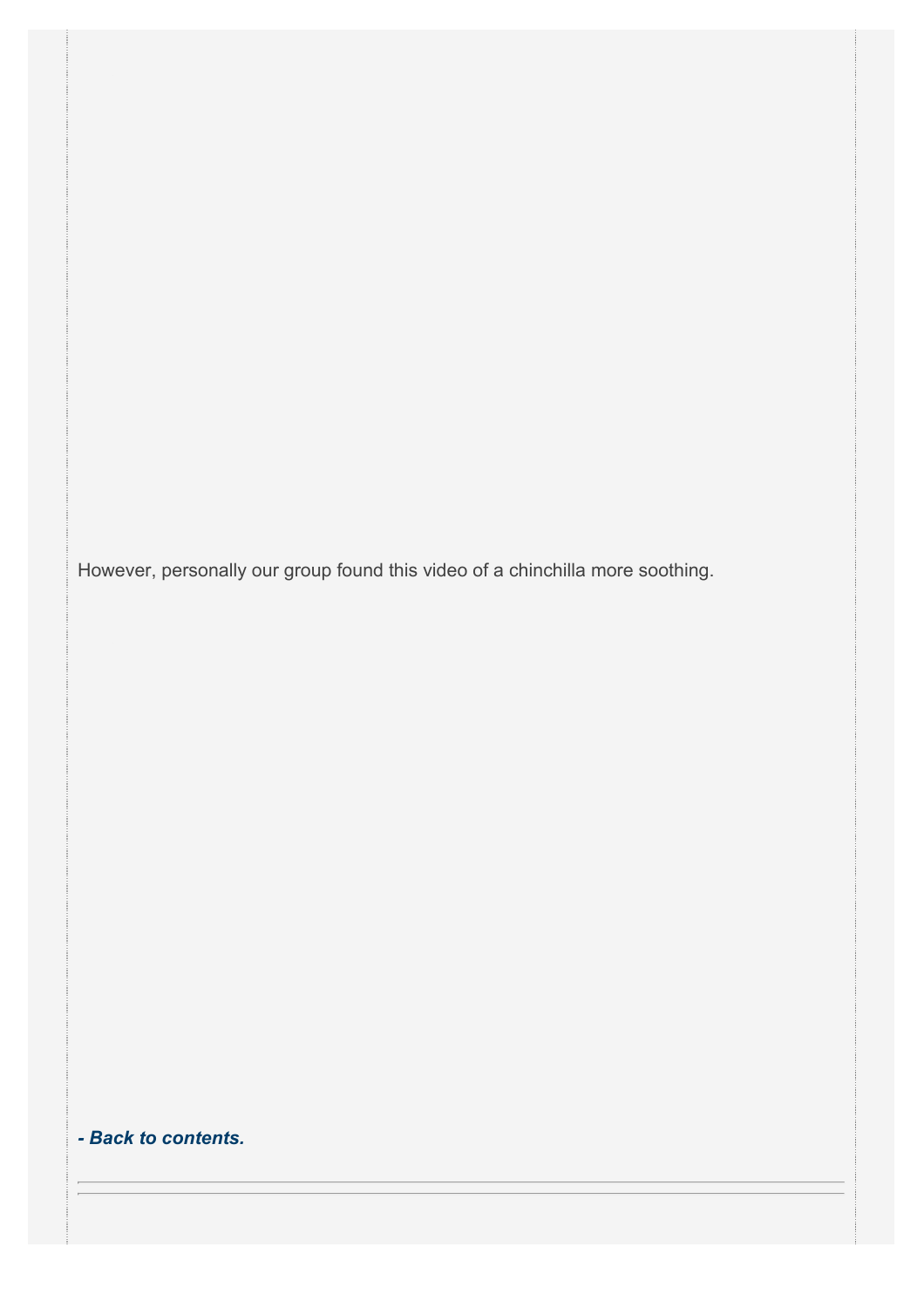However, personally our group found this video of a chinchilla more soothing.

***- Back to contents.***

---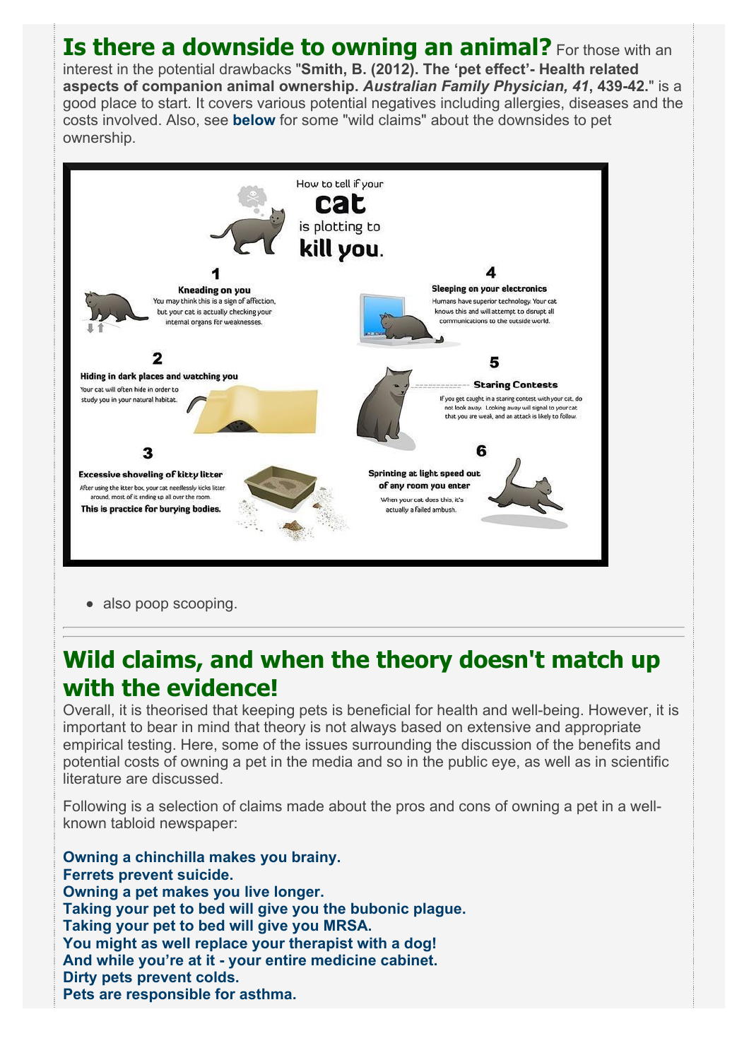## Is there a downside to owning an animal?

For those with an interest in the potential drawbacks "**Smith, B. (2012). The 'pet effect'- Health related aspects of companion animal ownership.** ***Australian Family Physician, 41*****, 439-42.**" is a good place to start. It covers various potential negatives including allergies, diseases and the costs involved. Also, see **below** for some "wild claims" about the downsides to pet ownership.

How to tell if your **cat** is plotting to **kill you**.

**1**
**Kneading on you**
You may think this is a sign of affection, but your cat is actually checking your internal organs for weaknesses.

**2**
**Hiding in dark places and watching you**
Your cat will often hide in order to study you in your natural habitat.

**3**
**Excessive shoveling of kitty litter**
After using the litter box, your cat needlessly kicks litter around, most of it ending up all over the room.
**This is practice for burying bodies.**

**4**
**Sleeping on your electronics**
Humans have superior technology. Your cat knows this and will attempt to disrupt all communications to the outside world.

**5**
**Staring Contests**
If you get caught in a staring contest with your cat, do not look away. Looking away will signal to your cat that you are weak, and an attack is likely to follow.

**6**
**Sprinting at light speed out of any room you enter**
When your cat does this, it's actually a failed ambush.

- also poop scooping.

---

## Wild claims, and when the theory doesn't match up with the evidence!

Overall, it is theorised that keeping pets is beneficial for health and well-being. However, it is important to bear in mind that theory is not always based on extensive and appropriate empirical testing. Here, some of the issues surrounding the discussion of the benefits and potential costs of owning a pet in the media and so in the public eye, as well as in scientific literature are discussed.

Following is a selection of claims made about the pros and cons of owning a pet in a well-known tabloid newspaper:

**Owning a chinchilla makes you brainy.**
**Ferrets prevent suicide.**
**Owning a pet makes you live longer.**
**Taking your pet to bed will give you the bubonic plague.**
**Taking your pet to bed will give you MRSA.**
**You might as well replace your therapist with a dog!**
**And while you're at it - your entire medicine cabinet.**
**Dirty pets prevent colds.**
**Pets are responsible for asthma.**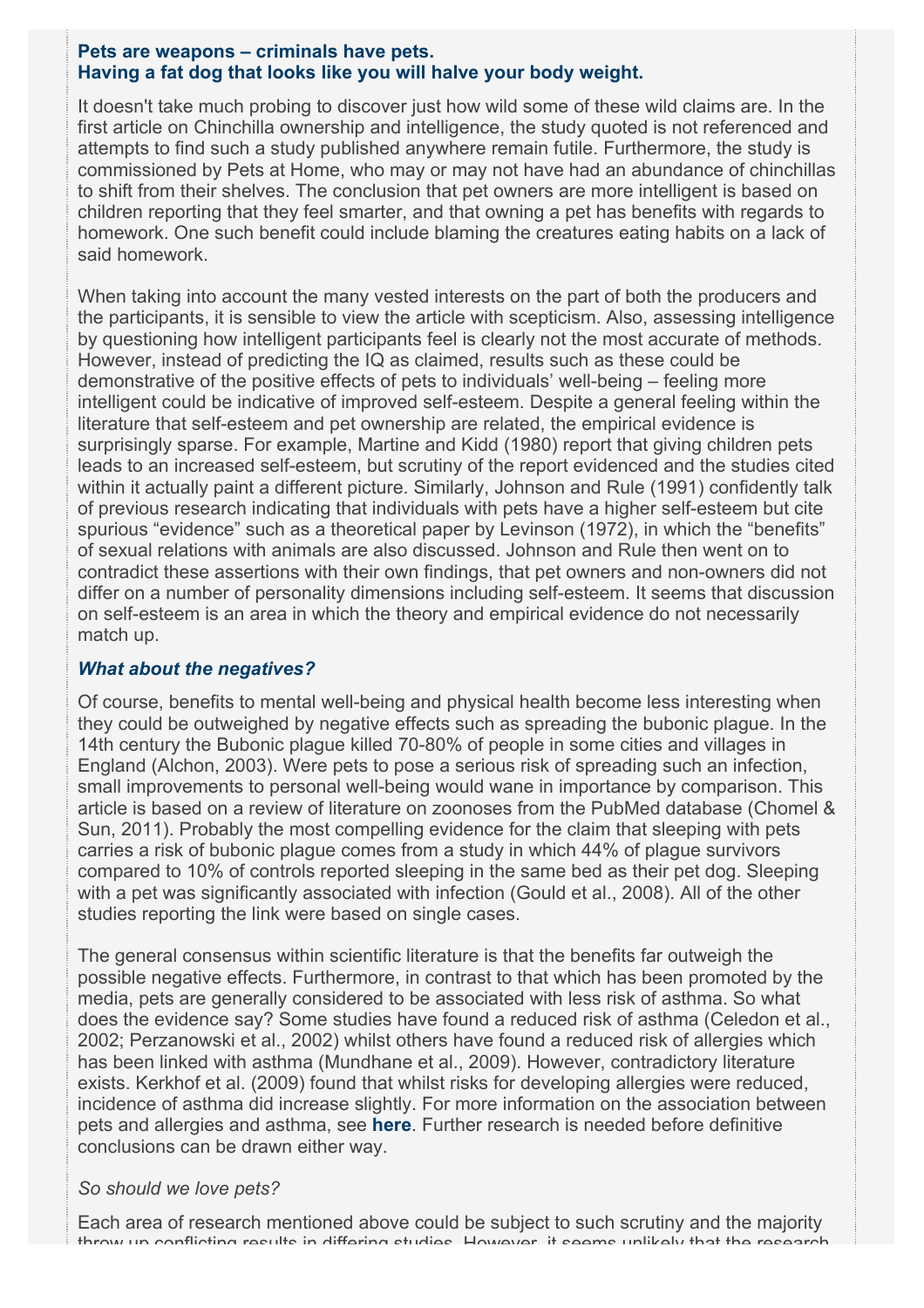**Pets are weapons – criminals have pets.**
**Having a fat dog that looks like you will halve your body weight.**

It doesn't take much probing to discover just how wild some of these wild claims are. In the first article on Chinchilla ownership and intelligence, the study quoted is not referenced and attempts to find such a study published anywhere remain futile. Furthermore, the study is commissioned by Pets at Home, who may or may not have had an abundance of chinchillas to shift from their shelves. The conclusion that pet owners are more intelligent is based on children reporting that they feel smarter, and that owning a pet has benefits with regards to homework. One such benefit could include blaming the creatures eating habits on a lack of said homework.

When taking into account the many vested interests on the part of both the producers and the participants, it is sensible to view the article with scepticism. Also, assessing intelligence by questioning how intelligent participants feel is clearly not the most accurate of methods. However, instead of predicting the IQ as claimed, results such as these could be demonstrative of the positive effects of pets to individuals' well-being – feeling more intelligent could be indicative of improved self-esteem. Despite a general feeling within the literature that self-esteem and pet ownership are related, the empirical evidence is surprisingly sparse. For example, Martine and Kidd (1980) report that giving children pets leads to an increased self-esteem, but scrutiny of the report evidenced and the studies cited within it actually paint a different picture. Similarly, Johnson and Rule (1991) confidently talk of previous research indicating that individuals with pets have a higher self-esteem but cite spurious "evidence" such as a theoretical paper by Levinson (1972), in which the "benefits" of sexual relations with animals are also discussed. Johnson and Rule then went on to contradict these assertions with their own findings, that pet owners and non-owners did not differ on a number of personality dimensions including self-esteem. It seems that discussion on self-esteem is an area in which the theory and empirical evidence do not necessarily match up.

***What about the negatives?***

Of course, benefits to mental well-being and physical health become less interesting when they could be outweighed by negative effects such as spreading the bubonic plague. In the 14th century the Bubonic plague killed 70-80% of people in some cities and villages in England (Alchon, 2003). Were pets to pose a serious risk of spreading such an infection, small improvements to personal well-being would wane in importance by comparison. This article is based on a review of literature on zoonoses from the PubMed database (Chomel & Sun, 2011). Probably the most compelling evidence for the claim that sleeping with pets carries a risk of bubonic plague comes from a study in which 44% of plague survivors compared to 10% of controls reported sleeping in the same bed as their pet dog. Sleeping with a pet was significantly associated with infection (Gould et al., 2008). All of the other studies reporting the link were based on single cases.

The general consensus within scientific literature is that the benefits far outweigh the possible negative effects. Furthermore, in contrast to that which has been promoted by the media, pets are generally considered to be associated with less risk of asthma. So what does the evidence say? Some studies have found a reduced risk of asthma (Celedon et al., 2002; Perzanowski et al., 2002) whilst others have found a reduced risk of allergies which has been linked with asthma (Mundhane et al., 2009). However, contradictory literature exists. Kerkhof et al. (2009) found that whilst risks for developing allergies were reduced, incidence of asthma did increase slightly. For more information on the association between pets and allergies and asthma, see **here**. Further research is needed before definitive conclusions can be drawn either way.

*So should we love pets?*

Each area of research mentioned above could be subject to such scrutiny and the majority throw up conflicting results in differing studies. However, it seems unlikely that the research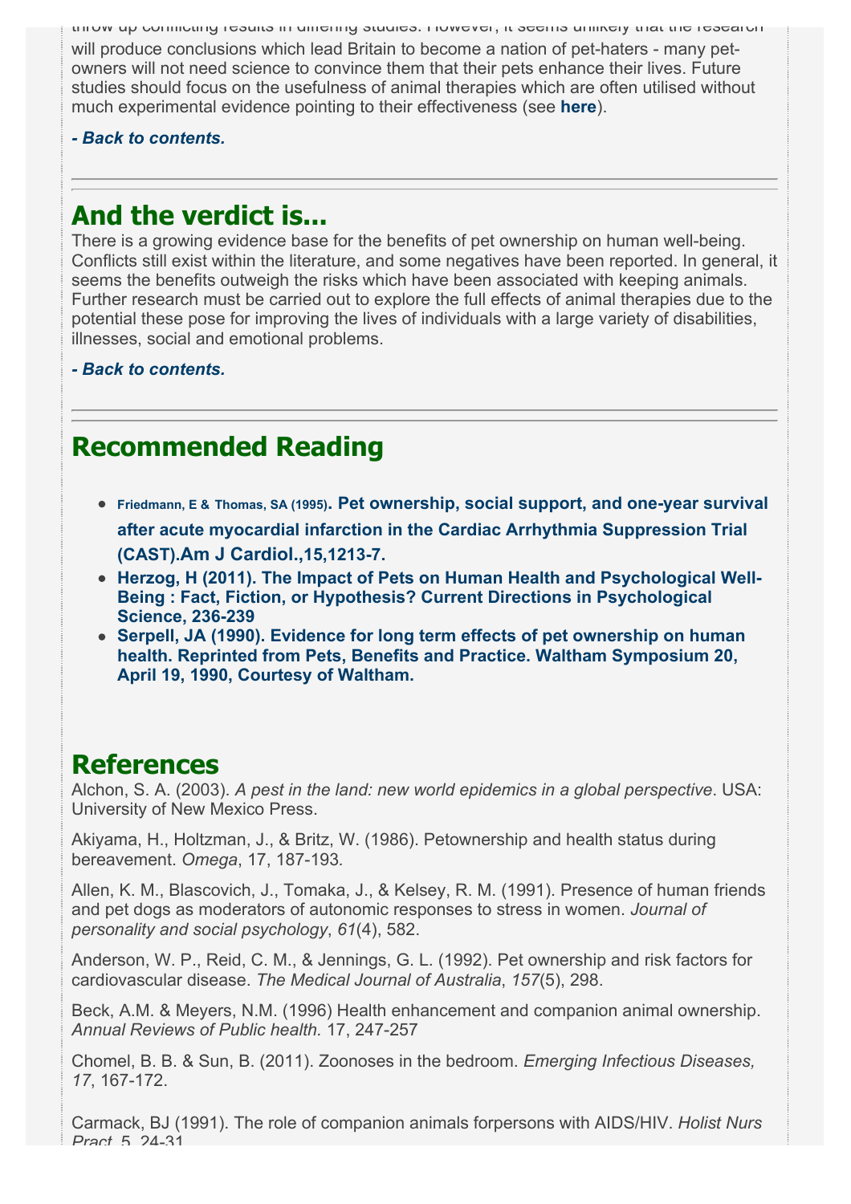will produce conclusions which lead Britain to become a nation of pet-haters - many pet-owners will not need science to convince them that their pets enhance their lives. Future studies should focus on the usefulness of animal therapies which are often utilised without much experimental evidence pointing to their effectiveness (see **here**).

***- Back to contents.***

## And the verdict is...

There is a growing evidence base for the benefits of pet ownership on human well-being. Conflicts still exist within the literature, and some negatives have been reported. In general, it seems the benefits outweigh the risks which have been associated with keeping animals. Further research must be carried out to explore the full effects of animal therapies due to the potential these pose for improving the lives of individuals with a large variety of disabilities, illnesses, social and emotional problems.

***- Back to contents.***

## Recommended Reading

- **Friedmann, E & Thomas, SA (1995). Pet ownership, social support, and one-year survival after acute myocardial infarction in the Cardiac Arrhythmia Suppression Trial (CAST).Am J Cardiol.,15,1213-7.**
- **Herzog, H (2011). The Impact of Pets on Human Health and Psychological Well-Being : Fact, Fiction, or Hypothesis? Current Directions in Psychological Science, 236-239**
- **Serpell, JA (1990). Evidence for long term effects of pet ownership on human health. Reprinted from Pets, Benefits and Practice. Waltham Symposium 20, April 19, 1990, Courtesy of Waltham.**

## References

Alchon, S. A. (2003). *A pest in the land: new world epidemics in a global perspective*. USA: University of New Mexico Press.

Akiyama, H., Holtzman, J., & Britz, W. (1986). Petownership and health status during bereavement. *Omega*, 17, 187-193.

Allen, K. M., Blascovich, J., Tomaka, J., & Kelsey, R. M. (1991). Presence of human friends and pet dogs as moderators of autonomic responses to stress in women. *Journal of personality and social psychology*, *61*(4), 582.

Anderson, W. P., Reid, C. M., & Jennings, G. L. (1992). Pet ownership and risk factors for cardiovascular disease. *The Medical Journal of Australia*, *157*(5), 298.

Beck, A.M. & Meyers, N.M. (1996) Health enhancement and companion animal ownership. *Annual Reviews of Public health.* 17, 247-257

Chomel, B. B. & Sun, B. (2011). Zoonoses in the bedroom. *Emerging Infectious Diseases, 17*, 167-172.

Carmack, BJ (1991). The role of companion animals forpersons with AIDS/HIV. *Holist Nurs Pract*. 5, 24-31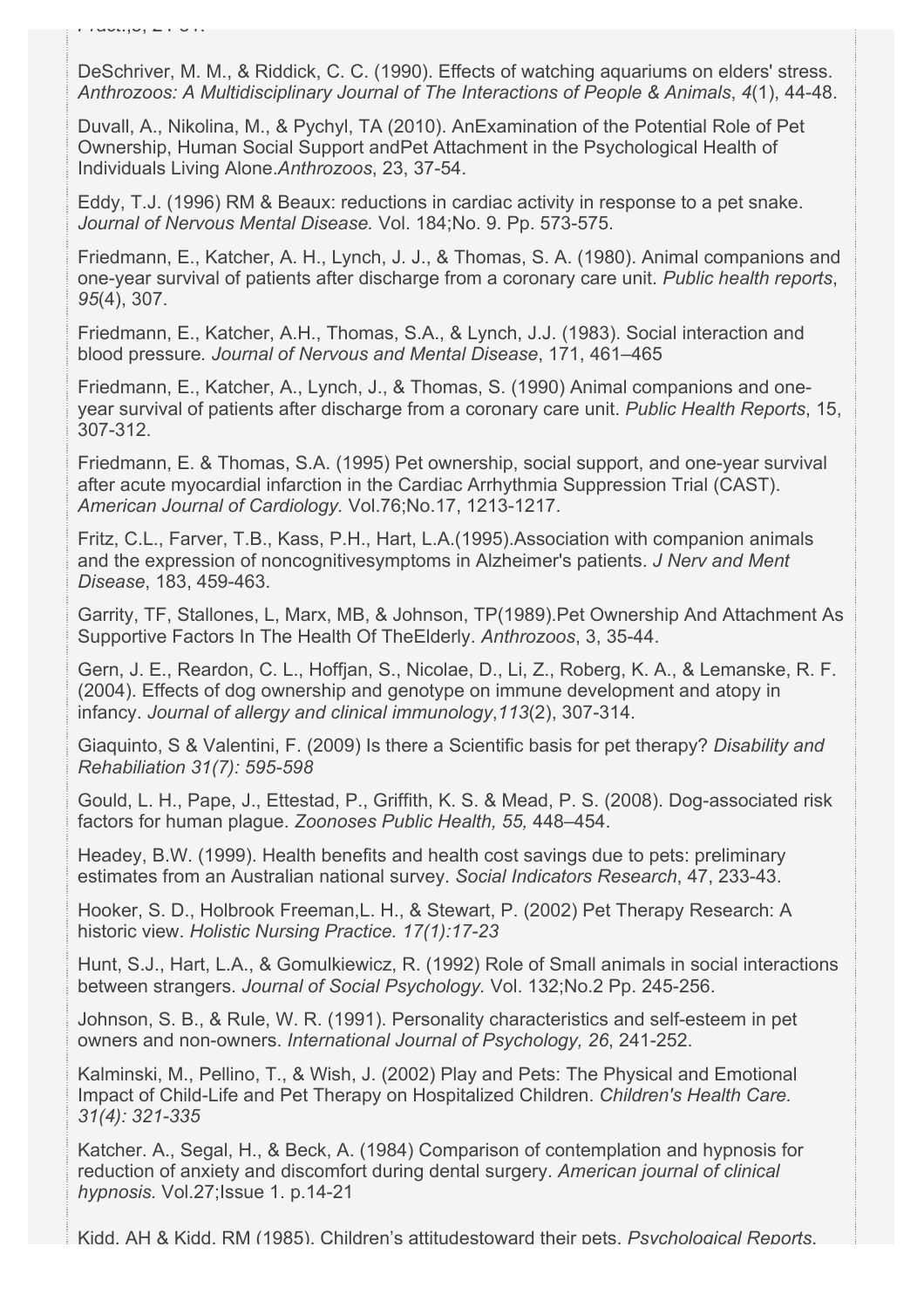DeSchriver, M. M., & Riddick, C. C. (1990). Effects of watching aquariums on elders' stress. *Anthrozoos: A Multidisciplinary Journal of The Interactions of People & Animals*, *4*(1), 44-48.

Duvall, A., Nikolina, M., & Pychyl, TA (2010). AnExamination of the Potential Role of Pet Ownership, Human Social Support andPet Attachment in the Psychological Health of Individuals Living Alone.*Anthrozoos*, 23, 37-54.

Eddy, T.J. (1996) RM & Beaux: reductions in cardiac activity in response to a pet snake. *Journal of Nervous Mental Disease.* Vol. 184;No. 9. Pp. 573-575.

Friedmann, E., Katcher, A. H., Lynch, J. J., & Thomas, S. A. (1980). Animal companions and one-year survival of patients after discharge from a coronary care unit. *Public health reports*, *95*(4), 307.

Friedmann, E., Katcher, A.H., Thomas, S.A., & Lynch, J.J. (1983). Social interaction and blood pressure. *Journal of Nervous and Mental Disease*, 171, 461–465

Friedmann, E., Katcher, A., Lynch, J., & Thomas, S. (1990) Animal companions and one-year survival of patients after discharge from a coronary care unit. *Public Health Reports*, 15, 307-312.

Friedmann, E. & Thomas, S.A. (1995) Pet ownership, social support, and one-year survival after acute myocardial infarction in the Cardiac Arrhythmia Suppression Trial (CAST). *American Journal of Cardiology.* Vol.76;No.17, 1213-1217.

Fritz, C.L., Farver, T.B., Kass, P.H., Hart, L.A.(1995).Association with companion animals and the expression of noncognitivesymptoms in Alzheimer's patients. *J Nerv and Ment Disease*, 183, 459-463.

Garrity, TF, Stallones, L, Marx, MB, & Johnson, TP(1989).Pet Ownership And Attachment As Supportive Factors In The Health Of TheElderly. *Anthrozoos*, 3, 35-44.

Gern, J. E., Reardon, C. L., Hoffjan, S., Nicolae, D., Li, Z., Roberg, K. A., & Lemanske, R. F. (2004). Effects of dog ownership and genotype on immune development and atopy in infancy. *Journal of allergy and clinical immunology*,*113*(2), 307-314.

Giaquinto, S & Valentini, F. (2009) Is there a Scientific basis for pet therapy? *Disability and Rehabiliation 31(7): 595-598*

Gould, L. H., Pape, J., Ettestad, P., Griffith, K. S. & Mead, P. S. (2008). Dog-associated risk factors for human plague. *Zoonoses Public Health, 55,* 448–454.

Headey, B.W. (1999). Health benefits and health cost savings due to pets: preliminary estimates from an Australian national survey. *Social Indicators Research*, 47, 233-43.

Hooker, S. D., Holbrook Freeman,L. H., & Stewart, P. (2002) Pet Therapy Research: A historic view. *Holistic Nursing Practice. 17(1):17-23*

Hunt, S.J., Hart, L.A., & Gomulkiewicz, R. (1992) Role of Small animals in social interactions between strangers. *Journal of Social Psychology.* Vol. 132;No.2 Pp. 245-256.

Johnson, S. B., & Rule, W. R. (1991). Personality characteristics and self-esteem in pet owners and non-owners. *International Journal of Psychology, 26*, 241-252.

Kalminski, M., Pellino, T., & Wish, J. (2002) Play and Pets: The Physical and Emotional Impact of Child-Life and Pet Therapy on Hospitalized Children. *Children's Health Care. 31(4): 321-335*

Katcher. A., Segal, H., & Beck, A. (1984) Comparison of contemplation and hypnosis for reduction of anxiety and discomfort during dental surgery. *American journal of clinical hypnosis.* Vol.27;Issue 1. p.14-21

Kidd, AH & Kidd, RM (1985). Children's attitudestoward their pets. *Psychological Reports*.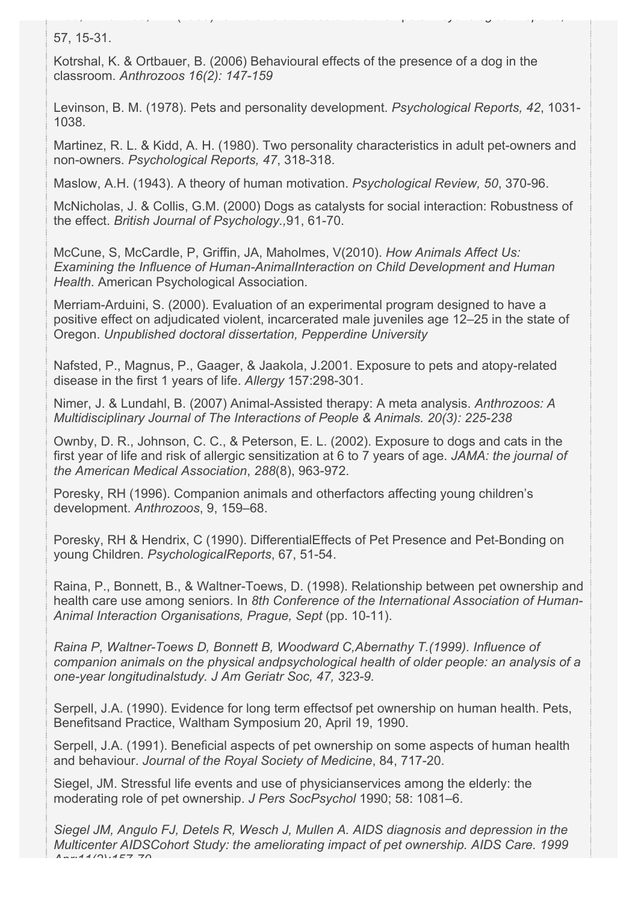57, 15-31.

Kotrshal, K. & Ortbauer, B. (2006) Behavioural effects of the presence of a dog in the classroom. *Anthrozoos 16(2): 147-159*

Levinson, B. M. (1978). Pets and personality development. *Psychological Reports, 42*, 1031-1038.

Martinez, R. L. & Kidd, A. H. (1980). Two personality characteristics in adult pet-owners and non-owners. *Psychological Reports, 47*, 318-318.

Maslow, A.H. (1943). A theory of human motivation. *Psychological Review, 50*, 370-96.

McNicholas, J. & Collis, G.M. (2000) Dogs as catalysts for social interaction: Robustness of the effect. *British Journal of Psychology.,*91, 61-70.

McCune, S, McCardle, P, Griffin, JA, Maholmes, V(2010). *How Animals Affect Us: Examining the Influence of Human-AnimalInteraction on Child Development and Human Health*. American Psychological Association.

Merriam-Arduini, S. (2000). Evaluation of an experimental program designed to have a positive effect on adjudicated violent, incarcerated male juveniles age 12–25 in the state of Oregon. *Unpublished doctoral dissertation, Pepperdine University*

Nafsted, P., Magnus, P., Gaager, & Jaakola, J.2001. Exposure to pets and atopy-related disease in the first 1 years of life. *Allergy* 157:298-301.

Nimer, J. & Lundahl, B. (2007) Animal-Assisted therapy: A meta analysis. *Anthrozoos: A Multidisciplinary Journal of The Interactions of People & Animals. 20(3): 225-238*

Ownby, D. R., Johnson, C. C., & Peterson, E. L. (2002). Exposure to dogs and cats in the first year of life and risk of allergic sensitization at 6 to 7 years of age. *JAMA: the journal of the American Medical Association*, *288*(8), 963-972.

Poresky, RH (1996). Companion animals and otherfactors affecting young children's development. *Anthrozoos*, 9, 159–68.

Poresky, RH & Hendrix, C (1990). DifferentialEffects of Pet Presence and Pet-Bonding on young Children. *PsychologicalReports*, 67, 51-54.

Raina, P., Bonnett, B., & Waltner-Toews, D. (1998). Relationship between pet ownership and health care use among seniors. In *8th Conference of the International Association of Human-Animal Interaction Organisations, Prague, Sept* (pp. 10-11).

*Raina P, Waltner-Toews D, Bonnett B, Woodward C,Abernathy T.(1999). Influence of companion animals on the physical andpsychological health of older people: an analysis of a one-year longitudinalstudy. J Am Geriatr Soc, 47, 323-9.*

Serpell, J.A. (1990). Evidence for long term effectsof pet ownership on human health. Pets, Benefitsand Practice, Waltham Symposium 20, April 19, 1990.

Serpell, J.A. (1991). Beneficial aspects of pet ownership on some aspects of human health and behaviour. *Journal of the Royal Society of Medicine*, 84, 717-20.

Siegel, JM. Stressful life events and use of physicianservices among the elderly: the moderating role of pet ownership. *J Pers SocPsychol* 1990; 58: 1081–6.

*Siegel JM, Angulo FJ, Detels R, Wesch J, Mullen A. AIDS diagnosis and depression in the Multicenter AIDSCohort Study: the ameliorating impact of pet ownership. AIDS Care. 1999 Apr;11(2):157-70.*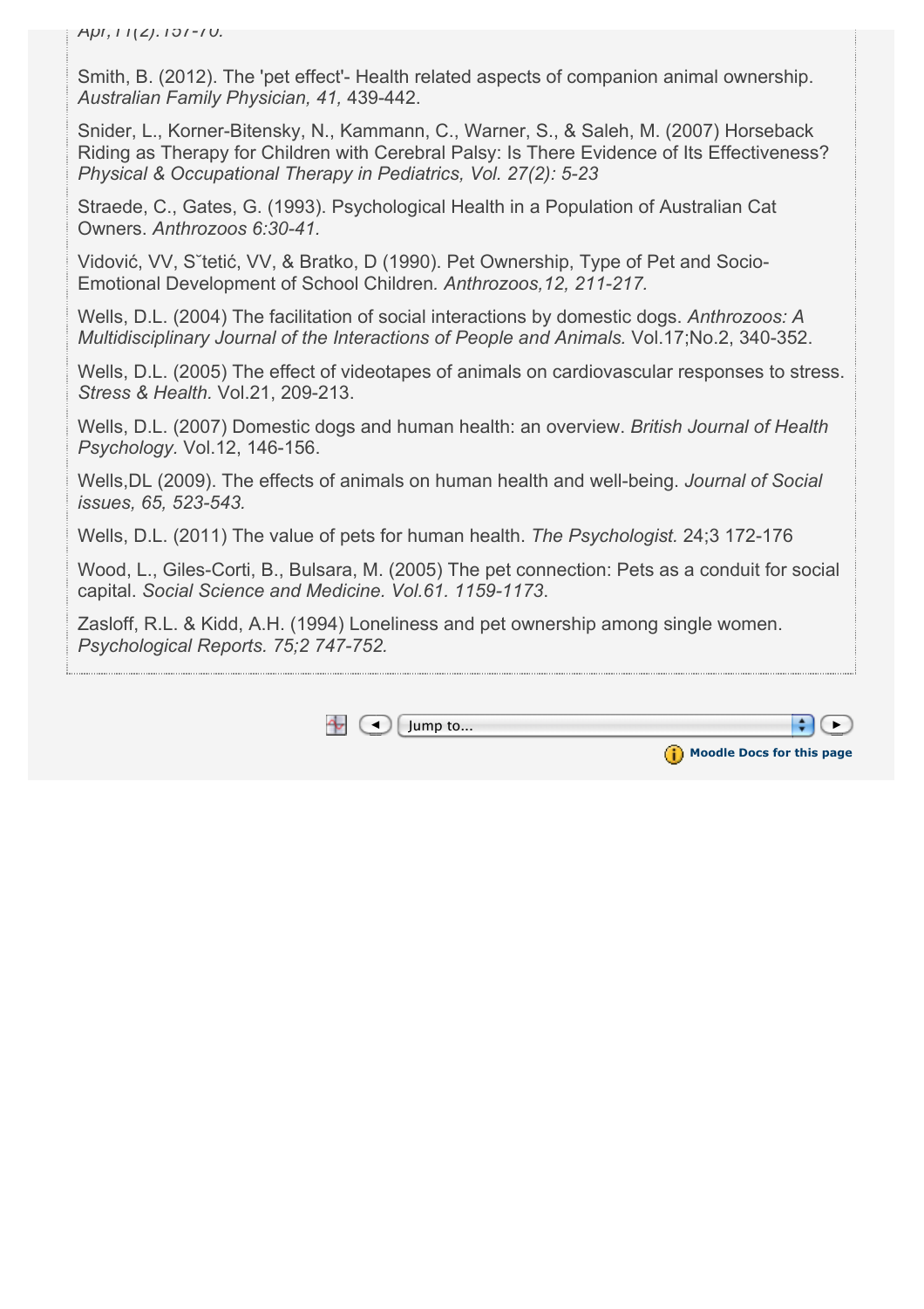*Apr;11(2):157-70.*

Smith, B. (2012). The 'pet effect'- Health related aspects of companion animal ownership. *Australian Family Physician, 41,* 439-442.

Snider, L., Korner-Bitensky, N., Kammann, C., Warner, S., & Saleh, M. (2007) Horseback Riding as Therapy for Children with Cerebral Palsy: Is There Evidence of Its Effectiveness? *Physical & Occupational Therapy in Pediatrics, Vol. 27(2): 5-23*

Straede, C., Gates, G. (1993). Psychological Health in a Population of Australian Cat Owners. *Anthrozoos 6:30-41.*

Vidović, VV, Sˇtetić, VV, & Bratko, D (1990). Pet Ownership, Type of Pet and Socio-Emotional Development of School Children. *Anthrozoos,12, 211-217.*

Wells, D.L. (2004) The facilitation of social interactions by domestic dogs. *Anthrozoos: A Multidisciplinary Journal of the Interactions of People and Animals.* Vol.17;No.2, 340-352.

Wells, D.L. (2005) The effect of videotapes of animals on cardiovascular responses to stress. *Stress & Health.* Vol.21, 209-213.

Wells, D.L. (2007) Domestic dogs and human health: an overview. *British Journal of Health Psychology.* Vol.12, 146-156.

Wells,DL (2009). The effects of animals on human health and well-being. *Journal of Social issues, 65, 523-543.*

Wells, D.L. (2011) The value of pets for human health. *The Psychologist.* 24;3 172-176

Wood, L., Giles-Corti, B., Bulsara, M. (2005) The pet connection: Pets as a conduit for social capital. *Social Science and Medicine. Vol.61. 1159-1173.*

Zasloff, R.L. & Kidd, A.H. (1994) Loneliness and pet ownership among single women. *Psychological Reports. 75;2 747-752.*

Jump to...

Moodle Docs for this page